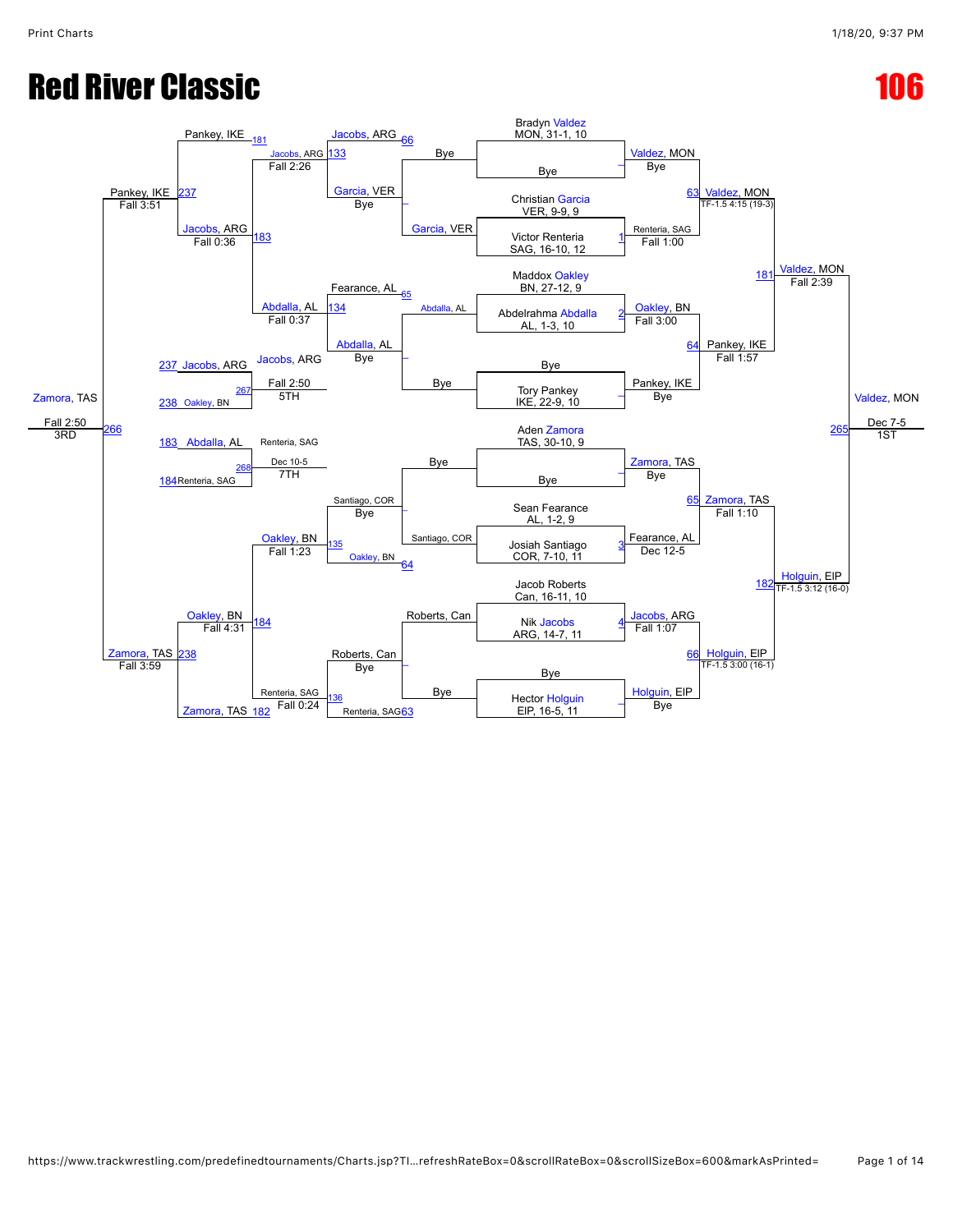# Red River Classic

# 106

## Championship Bracket

**First Round**

| Match | Wrestler | Result |
|---|---|---|
| — | Bradyn Valdez, MON, 31-1, 10 | Bye |
| 1 | Christian Garcia, VER, 9-9, 9 vs Victor Renteria, SAG, 16-10, 12 | Renteria, SAG, Fall 1:00 |
| 2 | Maddox Oakley, BN, 27-12, 9 vs Abdelrahma Abdalla, AL, 1-3, 10 | Oakley, BN, Fall 3:00 |
| — | Tory Pankey, IKE, 22-9, 10 | Bye |
| — | Aden Zamora, TAS, 30-10, 9 | Bye |
| 3 | Sean Fearance, AL, 1-2, 9 vs Josiah Santiago, COR, 7-10, 11 | Fearance, AL, Dec 12-5 |
| 4 | Jacob Roberts, Can, 16-11, 10 vs Nik Jacobs, ARG, 14-7, 11 | Jacobs, ARG, Fall 1:07 |
| — | Hector Holguin, EIP, 16-5, 11 | Bye |

**Quarterfinals**

| Match | Result |
|---|---|
| 63 | Valdez, MON, TF-1.5 4:15 (19-3) |
| 64 | Pankey, IKE, Fall 1:57 |
| 65 | Zamora, TAS, Fall 1:10 |
| 66 | Holguin, EIP, TF-1.5 3:00 (16-1) |

**Semifinals**

| Match | Result |
|---|---|
| 181 | Valdez, MON, Fall 2:39 |
| 182 | Holguin, EIP, TF-1.5 3:12 (16-0) |

**Final**

| Match | Result |
|---|---|
| 265 | Valdez, MON, Dec 7-5 — 1ST |

## Consolation Bracket

| Match | Result |
|---|---|
| 1 (Cons.) | Garcia, VER — Bye |
| 2 (Cons.) | Abdalla, AL — Bye |
| 3 (Cons.) | Santiago, COR — Bye |
| 4 (Cons.) | Roberts, Can — Bye |
| 133 | Jacobs, ARG (66) vs Garcia, VER — Jacobs, ARG, Fall 2:26 |
| 134 | Fearance, AL (65) vs Abdalla, AL — Abdalla, AL, Fall 0:37 |
| 135 | Santiago, COR vs Oakley, BN (64) — Oakley, BN, Fall 1:23 |
| 136 | Roberts, Can vs Renteria, SAG (63) — Renteria, SAG, Fall 0:24 |
| 183 | Pankey, IKE (181) vs Jacobs, ARG — Jacobs, ARG, Fall 0:36 |
| 184 | Oakley, BN vs Zamora, TAS (182) — Oakley, BN, Fall 4:31 |
| 237 | Pankey, IKE vs Jacobs, ARG — Pankey, IKE, Fall 3:51 |
| 238 | Oakley, BN vs Zamora, TAS — Zamora, TAS, Fall 3:59 |
| 266 | Pankey, IKE vs Zamora, TAS — Zamora, TAS, Fall 2:50 — 3RD |
| 267 | Jacobs, ARG (237) vs Oakley, BN (238) — Jacobs, ARG, Fall 2:50 — 5TH |
| 268 | Abdalla, AL (183) vs Renteria, SAG (184) — Renteria, SAG, Dec 10-5 — 7TH |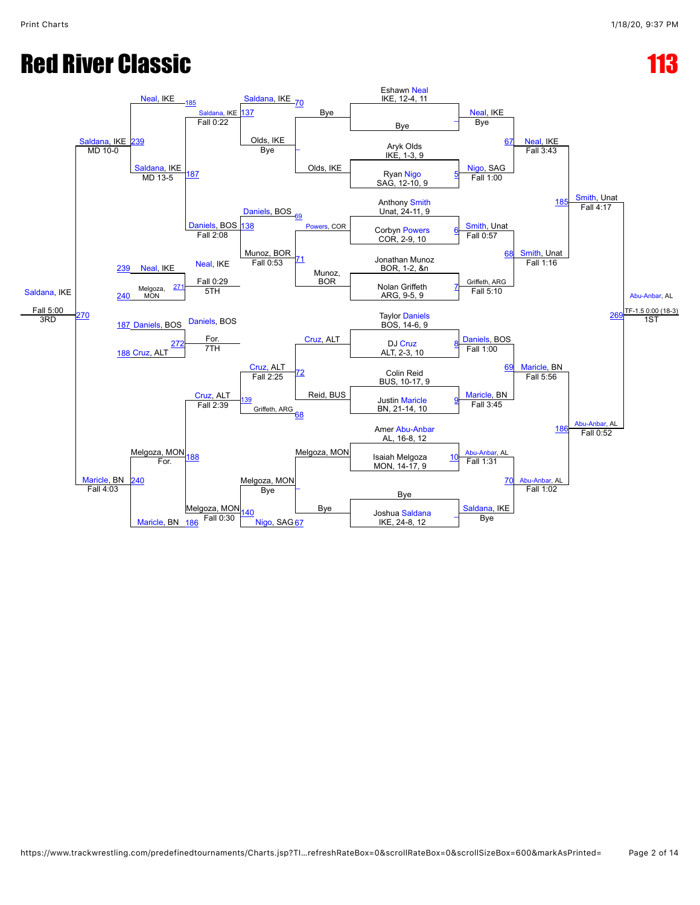# Red River Classic

# 113

## Championship Bracket

| Bout | Wrestler 1 | Wrestler 2 | Winner | Result |
|---|---|---|---|---|
| | Eshawn Neal, IKE, 12-4, 11 | Bye | Neal, IKE | Bye |
| 5 | Aryk Olds, IKE, 1-3, 9 | Ryan Nigo, SAG, 12-10, 9 | Nigo, SAG | Fall 1:00 |
| 6 | Anthony Smith, Unat, 24-11, 9 | Corbyn Powers, COR, 2-9, 10 | Smith, Unat | Fall 0:57 |
| 7 | Jonathan Munoz, BOR, 1-2, &n | Nolan Griffeth, ARG, 9-5, 9 | Griffeth, ARG | Fall 5:10 |
| 8 | Taylor Daniels, BOS, 14-6, 9 | DJ Cruz, ALT, 2-3, 10 | Daniels, BOS | Fall 1:00 |
| 9 | Colin Reid, BUS, 10-17, 9 | Justin Maricle, BN, 21-14, 10 | Maricle, BN | Fall 3:45 |
| 10 | Amer Abu-Anbar, AL, 16-8, 12 | Isaiah Melgoza, MON, 14-17, 9 | Abu-Anbar, AL | Fall 1:31 |
| | Bye | Joshua Saldana, IKE, 24-8, 12 | Saldana, IKE | Bye |
| 67 | Neal, IKE | Nigo, SAG | Neal, IKE | Fall 3:43 |
| 68 | Smith, Unat | Griffeth, ARG | Smith, Unat | Fall 1:16 |
| 69 | Daniels, BOS | Maricle, BN | Maricle, BN | Fall 5:56 |
| 70 | Abu-Anbar, AL | Saldana, IKE | Abu-Anbar, AL | Fall 1:02 |
| 185 | Neal, IKE | Smith, Unat | Smith, Unat | Fall 4:17 |
| 186 | Maricle, BN | Abu-Anbar, AL | Abu-Anbar, AL | Fall 0:52 |
| 269 | Smith, Unat | Abu-Anbar, AL | Abu-Anbar, AL | TF-1.5 0:00 (18-3) — 1ST |

## Consolation Bracket

| Bout | Wrestler 1 | Wrestler 2 | Winner | Result |
|---|---|---|---|---|
| | Bye | Olds, IKE | Olds, IKE | Bye |
| 69 | Powers, COR | Munoz, BOR | Munoz, BOR | Fall 0:53 |
| 72 | Cruz, ALT | Reid, BUS | Cruz, ALT | Fall 2:25 |
| | Melgoza, MON | Bye | Melgoza, MON | Bye |
| 70 | Saldana, IKE | Olds, IKE | Saldana, IKE | Fall 0:22 |
| 138 | Daniels, BOS | Munoz, BOR | Daniels, BOS | Fall 2:08 |
| 139 | Cruz, ALT | Griffeth, ARG | Cruz, ALT | Fall 2:39 |
| 140 | Melgoza, MON | Nigo, SAG | Melgoza, MON | Fall 0:30 |
| 187 | Saldana, IKE | Daniels, BOS | Saldana, IKE | MD 13-5 |
| 188 | Cruz, ALT | Melgoza, MON | Melgoza, MON | For. |
| 239 | Neal, IKE | Saldana, IKE | Saldana, IKE | MD 10-0 |
| 240 | Maricle, BN | Melgoza, MON | Maricle, BN | Fall 4:03 |
| 270 | Saldana, IKE | Maricle, BN | Saldana, IKE | Fall 5:00 — 3RD |
| 271 | Neal, IKE | Melgoza, MON | Neal, IKE | Fall 0:29 — 5TH |
| 272 | Daniels, BOS | Cruz, ALT | Daniels, BOS | For. — 7TH |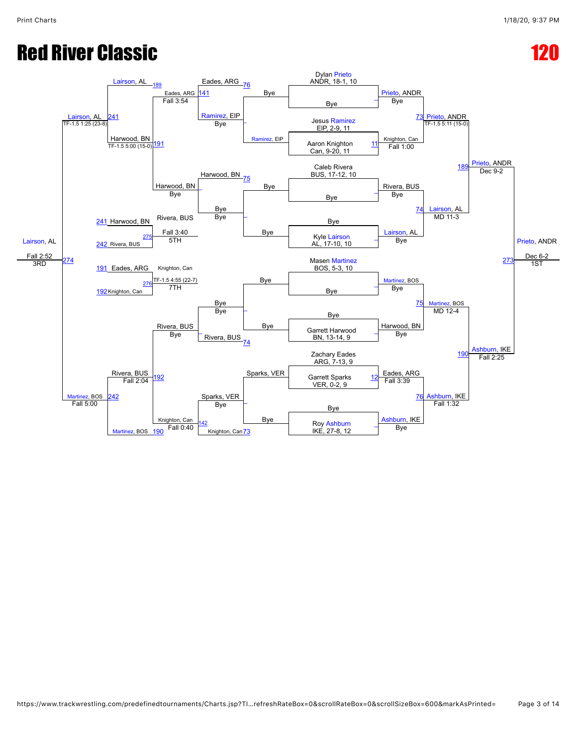# Red River Classic

# 120

## Championship Bracket

**Round 1 / Round 2**

- Dylan Prieto, ANDR, 18-1, 10 vs Bye — Prieto, ANDR (Bye)
- Jesus Ramirez, EIP, 2-9, 11 vs Aaron Knighton, Can, 9-20, 11 — Knighton, Can (Fall 1:00) [11]
- Caleb Rivera, BUS, 17-12, 10 vs Bye — Rivera, BUS (Bye)
- Bye vs Kyle Lairson, AL, 17-10, 10 — Lairson, AL (Bye)
- Masen Martinez, BOS, 5-3, 10 vs Bye — Martinez, BOS (Bye)
- Bye vs Garrett Harwood, BN, 13-14, 9 — Harwood, BN (Bye)
- Zachary Eades, ARG, 7-13, 9 vs Garrett Sparks, VER, 0-2, 9 — Eades, ARG (Fall 3:39) [12]
- Bye vs Roy Ashburn, IKE, 27-8, 12 — Ashburn, IKE (Bye)

**Quarterfinals**

- [73] Prieto, ANDR — TF-1.5 5:11 (15-0)
- [74] Lairson, AL — MD 11-3
- [75] Martinez, BOS — MD 12-4
- [76] Ashburn, IKE — Fall 1:32

**Semifinals**

- [189] Prieto, ANDR — Dec 9-2
- [190] Ashburn, IKE — Fall 2:25

**Final**

- [273] Prieto, ANDR — Dec 6-2 — 1ST

## Consolation Bracket

**Consolation Round 1**

- Ramirez, EIP vs Bye — Ramirez, EIP
- Bye vs Bye
- Bye vs Bye
- Sparks, VER vs Bye — Sparks, VER

**Consolation Round 2**

- [76] Eades, ARG vs Ramirez, EIP — Ramirez, EIP (Bye)
- [75] Harwood, BN vs Bye — Bye
- Bye vs [74] Rivera, BUS — Rivera, BUS
- Sparks, VER vs [73] Knighton, Can — Sparks, VER (Bye)

**Consolation Round 3**

- [141] Eades, ARG — Fall 3:54
- Harwood, BN — Bye
- Rivera, BUS — Bye
- [142] Knighton, Can — Fall 0:40

**Consolation Quarterfinals**

- [189] Lairson, AL vs Eades, ARG / [191] Harwood, BN — TF-1.5 5:00 (15-0)
- Rivera, BUS vs [190] Martinez, BOS / [192] Rivera, BUS — Fall 2:04

**Consolation Semifinals**

- [241] Lairson, AL — TF-1.5 1:25 (23-8)
- [242] Martinez, BOS — Fall 5:00

**3rd Place**

- [274] Lairson, AL — Fall 2:52 — 3RD

**5th Place**

- [241] Harwood, BN vs [242] Rivera, BUS — [275] Rivera, BUS — Fall 3:40 — 5TH

**7th Place**

- [191] Eades, ARG vs [192] Knighton, Can — [276] Knighton, Can — TF-1.5 4:55 (22-7) — 7TH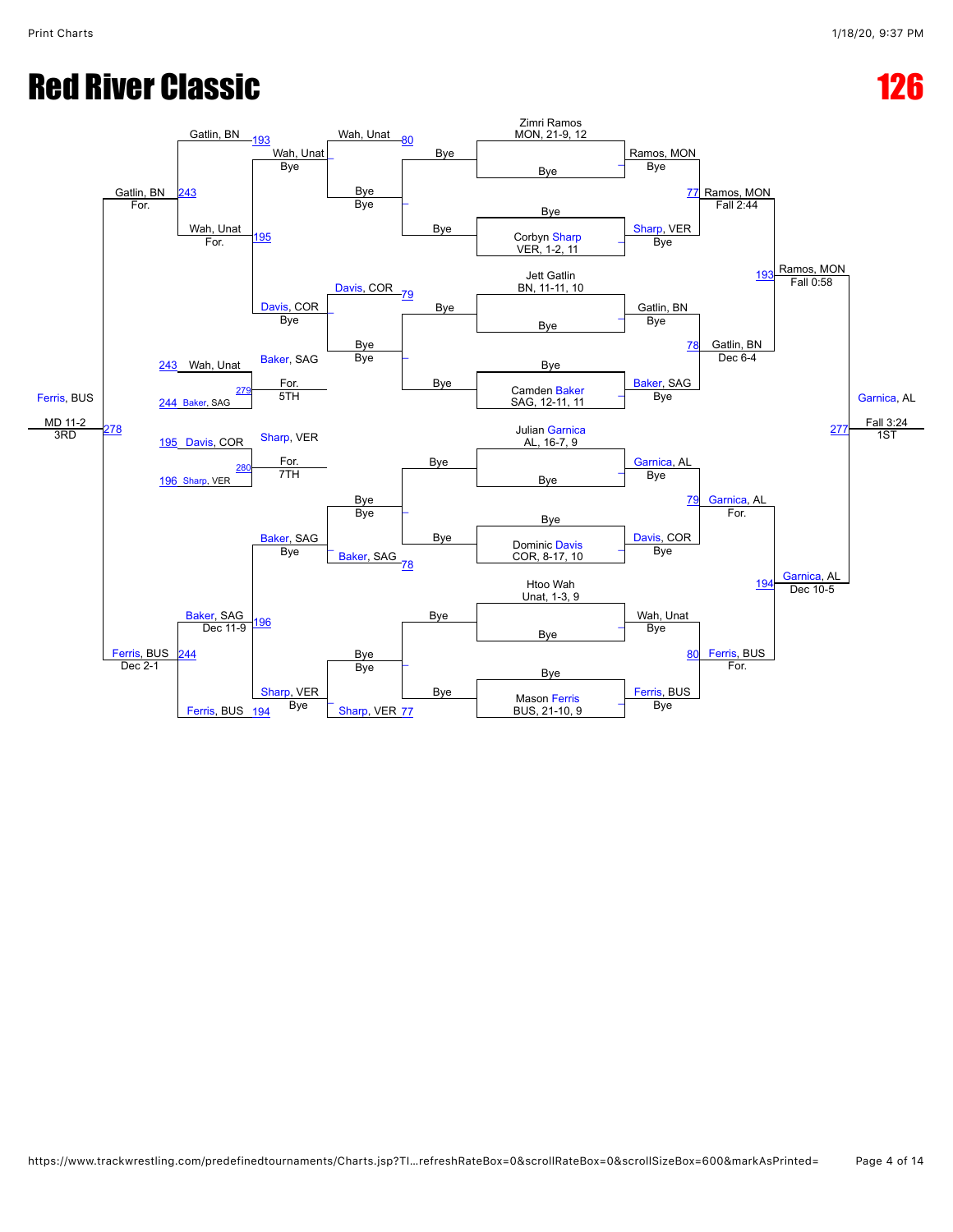# Red River Classic

# 126

## Championship Bracket

**Seeds:**
- Zimri Ramos, MON, 21-9, 12
- Corbyn Sharp, VER, 1-2, 11
- Jett Gatlin, BN, 11-11, 10
- Camden Baker, SAG, 12-11, 11
- Julian Garnica, AL, 16-7, 9
- Dominic Davis, COR, 8-17, 10
- Htoo Wah, Unat, 1-3, 9
- Mason Ferris, BUS, 21-10, 9

**First Round:**
- Ramos, MON over Bye
- Sharp, VER over Bye
- Gatlin, BN over Bye
- Baker, SAG over Bye
- Garnica, AL over Bye
- Davis, COR over Bye
- Wah, Unat over Bye
- Ferris, BUS over Bye

**Quarterfinals:**
- 77: Ramos, MON over Sharp, VER — Fall 2:44
- 78: Gatlin, BN over Baker, SAG — Dec 6-4
- 79: Garnica, AL over Davis, COR — For.
- 80: Ferris, BUS over Wah, Unat — For.

**Semifinals:**
- 193: Ramos, MON over Gatlin, BN — Fall 0:58
- 194: Garnica, AL over Ferris, BUS — Dec 10-5

**Final (1ST):**
- 277: Garnica, AL over Ramos, MON — Fall 3:24

## Consolation Bracket

**Consolation Round 1:**
- 80: Wah, Unat over Bye
- 79: Davis, COR over Bye
- 78: Baker, SAG over Bye
- 77: Sharp, VER over Bye

**Consolation Round 2:**
- Wah, Unat over Bye
- Davis, COR over Bye
- Baker, SAG over Bye
- Sharp, VER over Bye

**Consolation Semifinal Qualifiers:**
- 195: Wah, Unat over Davis, COR — For.
- 196: Baker, SAG over Sharp, VER — Dec 11-9

**Consolation Semifinals:**
- 243: Gatlin, BN over Wah, Unat — For.
- 244: Ferris, BUS over Baker, SAG — Dec 2-1

**3RD Place:**
- 278: Ferris, BUS over Gatlin, BN — MD 11-2

**5TH Place:**
- 279: Baker, SAG over Wah, Unat — For.

**7TH Place:**
- 280: Sharp, VER over Davis, COR — For.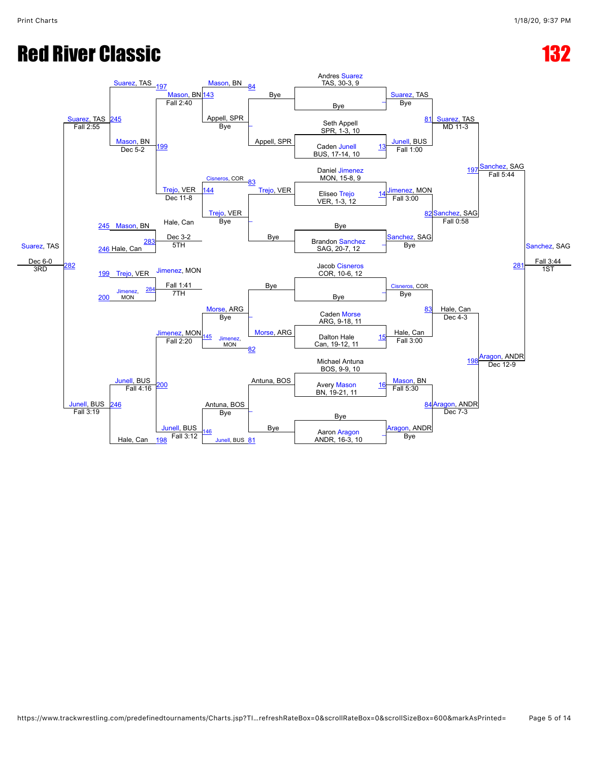# Red River Classic

# 132

## Championship Bracket

**Entrants**

- Andres Suarez, TAS, 30-3, 9
- Bye
- Seth Appell, SPR, 1-3, 10
- Caden Junell, BUS, 17-14, 10
- Daniel Jimenez, MON, 15-8, 9
- Eliseo Trejo, VER, 1-3, 12
- Bye
- Brandon Sanchez, SAG, 20-7, 12
- Jacob Cisneros, COR, 10-6, 12
- Bye
- Caden Morse, ARG, 9-18, 11
- Dalton Hale, Can, 19-12, 11
- Michael Antuna, BOS, 9-9, 10
- Avery Mason, BN, 19-21, 11
- Bye
- Aaron Aragon, ANDR, 16-3, 10

**First Round**

- Suarez, TAS — Bye
- 13 Junell, BUS — Fall 1:00
- 14 Jimenez, MON — Fall 3:00
- Sanchez, SAG — Bye
- Cisneros, COR — Bye
- 15 Hale, Can — Fall 3:00
- 16 Mason, BN — Fall 5:30
- Aragon, ANDR — Bye

**Quarterfinals**

- 81 Suarez, TAS — MD 11-3
- 82 Sanchez, SAG — Fall 0:58
- 83 Hale, Can — Dec 4-3
- 84 Aragon, ANDR — Dec 7-3

**Semifinals**

- 197 Sanchez, SAG — Fall 5:44
- 198 Aragon, ANDR — Dec 12-9

**Final**

- 281 Sanchez, SAG — Fall 3:44 — 1ST

## Consolation Bracket

**Consolation Round 1**

- Bye vs Appell, SPR — Appell, SPR
- Trejo, VER vs Bye — Trejo, VER
- Bye vs Morse, ARG — Morse, ARG
- Antuna, BOS vs Bye — Antuna, BOS

**Consolation Round 2**

- 84 Mason, BN vs Appell, SPR — 143 Mason, BN — Fall 2:40
- 83 Cisneros, COR vs Trejo, VER — 144 Trejo, VER — Dec 11-8
- Morse, ARG vs 82 Jimenez, MON — 145 Jimenez, MON — Fall 2:20
- Antuna, BOS vs 81 Junell, BUS — 146 Junell, BUS — Fall 3:12

**Consolation Quarterfinals**

- 197 Suarez, TAS vs Mason, BN — 245 Suarez, TAS — Fall 2:55
- 199 Mason, BN — Dec 5-2
- Trejo, VER
- 200 Junell, BUS — Fall 4:16
- Junell, BUS vs 198 Hale, Can — 246 Junell, BUS — Fall 3:19

**Consolation Semifinals / 3rd Place**

- 282 Suarez, TAS — Dec 6-0 — 3RD

**5th Place**

- 245 Mason, BN vs 246 Hale, Can — 283 Hale, Can — Dec 3-2 — 5TH

**7th Place**

- 199 Trejo, VER vs 200 Jimenez, MON — 284 Jimenez, MON — Fall 1:41 — 7TH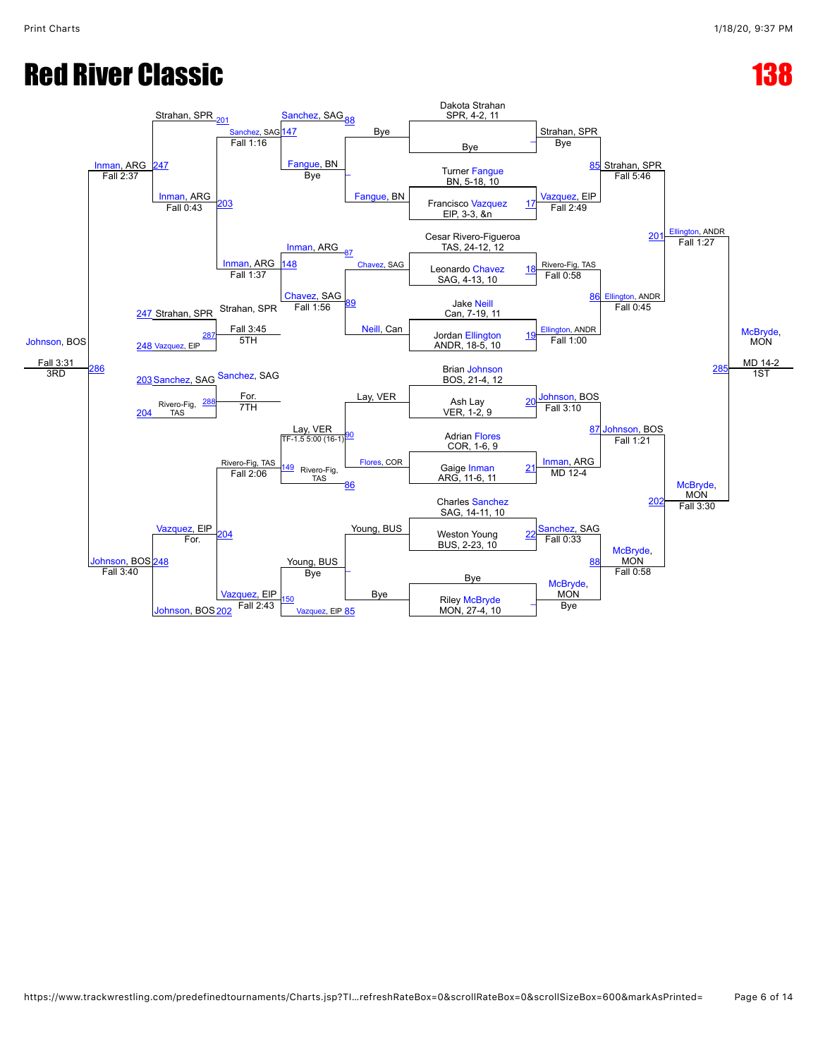# Red River Classic

# 138

## Championship Bracket

| Bout | Wrestler 1 | Wrestler 2 | Winner | Result |
|---|---|---|---|---|
| — | Dakota Strahan, SPR, 4-2, 11 | Bye | Strahan, SPR | Bye |
| 17 | Turner Fangue, BN, 5-18, 10 | Francisco Vazquez, EIP, 3-3, &n | Vazquez, EIP | Fall 2:49 |
| 18 | Cesar Rivero-Figueroa, TAS, 24-12, 12 | Leonardo Chavez, SAG, 4-13, 10 | Rivero-Fig, TAS | Fall 0:58 |
| 19 | Jake Neill, Can, 7-19, 11 | Jordan Ellington, ANDR, 18-5, 10 | Ellington, ANDR | Fall 1:00 |
| 20 | Brian Johnson, BOS, 21-4, 12 | Ash Lay, VER, 1-2, 9 | Johnson, BOS | Fall 3:10 |
| 21 | Adrian Flores, COR, 1-6, 9 | Gaige Inman, ARG, 11-6, 11 | Inman, ARG | MD 12-4 |
| 22 | Charles Sanchez, SAG, 14-11, 10 | Weston Young, BUS, 2-23, 10 | Sanchez, SAG | Fall 0:33 |
| — | Bye | Riley McBryde, MON, 27-4, 10 | McBryde, MON | Bye |
| 85 | Strahan, SPR | Vazquez, EIP | Strahan, SPR | Fall 5:46 |
| 86 | Rivero-Fig, TAS | Ellington, ANDR | Ellington, ANDR | Fall 0:45 |
| 87 | Johnson, BOS | Inman, ARG | Johnson, BOS | Fall 1:21 |
| 88 | Sanchez, SAG | McBryde, MON | McBryde, MON | Fall 0:58 |
| 201 | Strahan, SPR | Ellington, ANDR | Ellington, ANDR | Fall 1:27 |
| 202 | Johnson, BOS | McBryde, MON | McBryde, MON | Fall 3:30 |
| 285 | Ellington, ANDR | McBryde, MON | McBryde, MON | MD 14-2 (1ST) |

## Consolation Bracket

| Bout | Wrestler 1 | Wrestler 2 | Winner | Result |
|---|---|---|---|---|
| — | Bye | Fangue, BN | Fangue, BN | Bye |
| 87 | Chavez, SAG | Neill, Can | Chavez, SAG | |
| 90 | Lay, VER | Flores, COR | Lay, VER | TF-1.5 5:00 (16-1) |
| — | Young, BUS | Bye | Young, BUS | Bye |
| 88 | Sanchez, SAG | Fangue, BN | Sanchez, SAG | |
| 89 | Inman, ARG | Chavez, SAG | Chavez, SAG | Fall 1:56 |
| 86 | Lay, VER | Rivero-Fig, TAS | Rivero-Fig, TAS | |
| 85 | Young, BUS | Vazquez, EIP | Vazquez, EIP | |
| 147 | Strahan, SPR | Sanchez, SAG | Sanchez, SAG | Fall 1:16 |
| 148 | Inman, ARG | Chavez, SAG | Inman, ARG | Fall 1:37 |
| 149 | Rivero-Fig, TAS | Rivero-Fig, TAS | Rivero-Fig, TAS | Fall 2:06 |
| 150 | Johnson, BOS | Vazquez, EIP | Vazquez, EIP | Fall 2:43 |
| 201 | Strahan, SPR | Sanchez, SAG | Strahan, SPR | |
| 203 | Sanchez, SAG | Inman, ARG | Inman, ARG | Fall 0:43 |
| 204 | Rivero-Fig, TAS | Vazquez, EIP | Vazquez, EIP | For. |
| 202 | Johnson, BOS | Vazquez, EIP | Johnson, BOS | |
| 247 | Strahan, SPR | Inman, ARG | Inman, ARG | Fall 2:37 |
| 248 | Vazquez, EIP | Johnson, BOS | Johnson, BOS | Fall 3:40 |
| 286 | Inman, ARG | Johnson, BOS | Johnson, BOS | Fall 3:31 (3RD) |
| 287 | Strahan, SPR | Vazquez, EIP | Strahan, SPR | Fall 3:45 (5TH) |
| 288 | Sanchez, SAG | Rivero-Fig, TAS | Sanchez, SAG | For. (7TH) |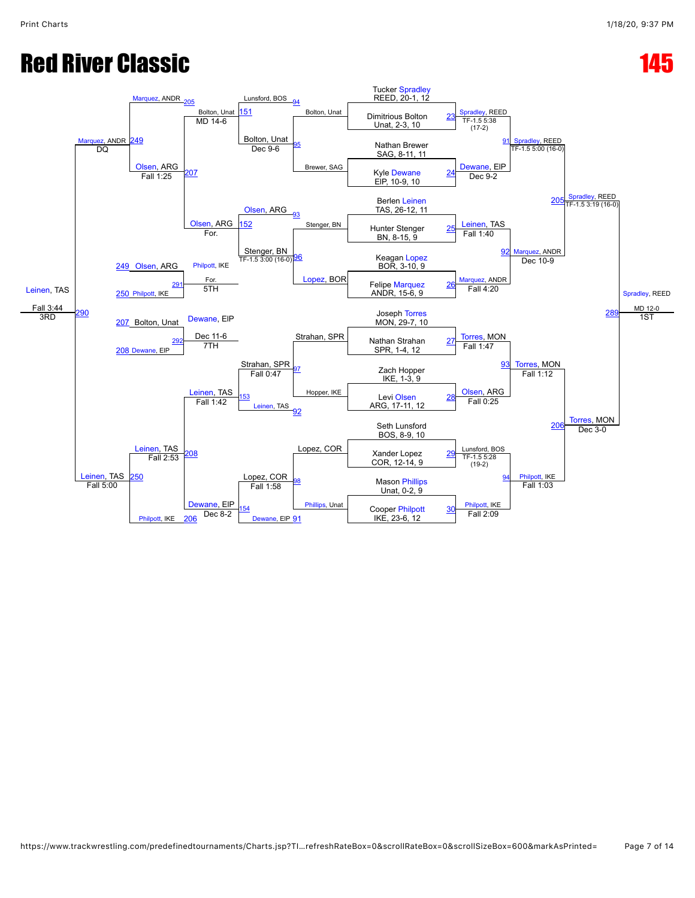# Red River Classic

# 145

## Championship Bracket

### Round 1

| Bout | Wrestler | Winner | Result |
|---|---|---|---|
| | Tucker Spradley, REED, 20-1, 12 | | |
| 23 | Dimitrious Bolton, Unat, 2-3, 10 | Spradley, REED | TF-1.5 5:38 (17-2) |
| | Nathan Brewer, SAG, 8-11, 11 | | |
| 24 | Kyle Dewane, EIP, 10-9, 10 | Dewane, EIP | Dec 9-2 |
| | Berlen Leinen, TAS, 26-12, 11 | | |
| 25 | Hunter Stenger, BN, 8-15, 9 | Leinen, TAS | Fall 1:40 |
| | Keagan Lopez, BOR, 3-10, 9 | | |
| 26 | Felipe Marquez, ANDR, 15-6, 9 | Marquez, ANDR | Fall 4:20 |
| | Joseph Torres, MON, 29-7, 10 | | |
| 27 | Nathan Strahan, SPR, 1-4, 12 | Torres, MON | Fall 1:47 |
| | Zach Hopper, IKE, 1-3, 9 | | |
| 28 | Levi Olsen, ARG, 17-11, 12 | Olsen, ARG | Fall 0:25 |
| | Seth Lunsford, BOS, 8-9, 10 | | |
| 29 | Xander Lopez, COR, 12-14, 9 | Lunsford, BOS | TF-1.5 5:28 (19-2) |
| | Mason Phillips, Unat, 0-2, 9 | | |
| 30 | Cooper Philpott, IKE, 23-6, 12 | Philpott, IKE | Fall 2:09 |

### Quarterfinals

| Bout | Winner | Result |
|---|---|---|
| 91 | Spradley, REED | TF-1.5 5:00 (16-0) |
| 92 | Marquez, ANDR | Dec 10-9 |
| 93 | Torres, MON | Fall 1:12 |
| 94 | Philpott, IKE | Fall 1:03 |

### Semifinals

| Bout | Winner | Result |
|---|---|---|
| 205 | Spradley, REED | TF-1.5 3:19 (16-0) |
| 206 | Torres, MON | Dec 3-0 |

### Final

| Bout | Winner | Result | Place |
|---|---|---|---|
| 289 | Spradley, REED | MD 12-0 | 1ST |

## Consolation Bracket

| Bout | Wrestlers | Winner | Result |
|---|---|---|---|
| 94 | Lunsford, BOS vs. Bolton, Unat | Bolton, Unat | |
| 95 | Bolton, Unat vs. Brewer, SAG | Bolton, Unat | Dec 9-6 |
| 93 | Olsen, ARG vs. Stenger, BN | Olsen, ARG | |
| 96 | Stenger, BN vs. Lopez, BOR | Stenger, BN | TF-1.5 3:00 (16-0) |
| 97 | Strahan, SPR vs. Hopper, IKE | Strahan, SPR | Fall 0:47 |
| 92 | Leinen, TAS | Leinen, TAS | |
| 98 | Lopez, COR vs. Phillips, Unat | Lopez, COR | Fall 1:58 |
| 91 | Dewane, EIP | Dewane, EIP | |
| 151 | Bolton, Unat vs. Bolton, Unat | Bolton, Unat | MD 14-6 |
| 152 | Olsen, ARG vs. Stenger, BN | Olsen, ARG | For. |
| 153 | Strahan, SPR vs. Leinen, TAS | Leinen, TAS | Fall 1:42 |
| 154 | Lopez, COR vs. Dewane, EIP | Dewane, EIP | Dec 8-2 |
| 205 / 207 | Marquez, ANDR vs. Bolton, Unat / Olsen, ARG | Olsen, ARG | Fall 1:25 |
| 208 / 206 | Leinen, TAS vs. Dewane, EIP / Philpott, IKE | Leinen, TAS | Fall 2:53 |
| 249 | Marquez, ANDR vs. Olsen, ARG | Marquez, ANDR | DQ |
| 250 | Leinen, TAS vs. Philpott, IKE | Leinen, TAS | Fall 5:00 |
| 290 | Marquez, ANDR vs. Leinen, TAS | Leinen, TAS | Fall 3:44 (3RD) |

### 5th Place

| Bout | Wrestlers | Winner | Result | Place |
|---|---|---|---|---|
| 291 | 249 Olsen, ARG vs. 250 Philpott, IKE | Philpott, IKE | For. | 5TH |

### 7th Place

| Bout | Wrestlers | Winner | Result | Place |
|---|---|---|---|---|
| 292 | 207 Bolton, Unat vs. 208 Dewane, EIP | Dewane, EIP | Dec 11-6 | 7TH |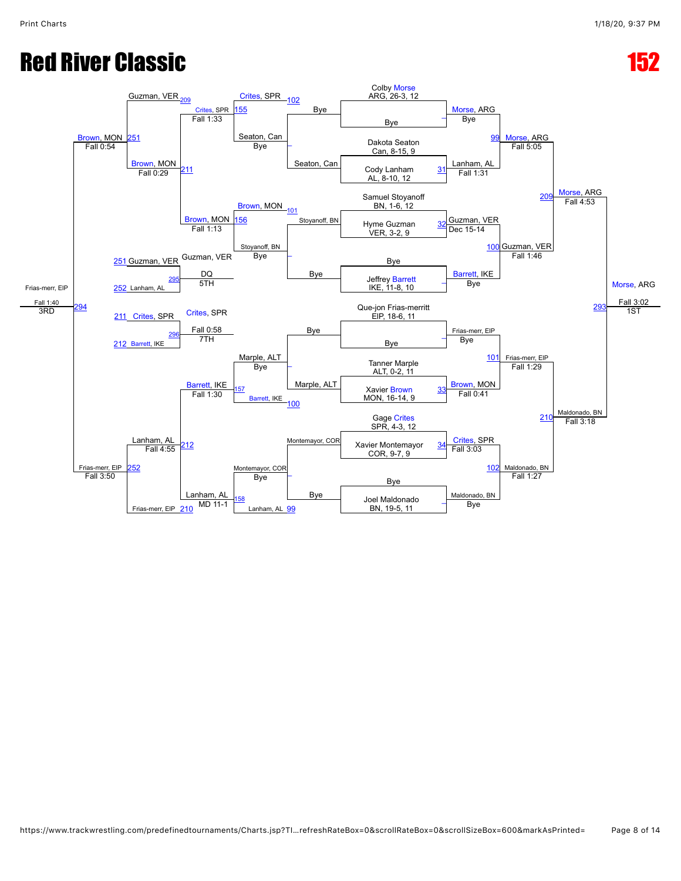# Red River Classic

# 152

## Championship Bracket

| Seed / Wrestler | Match | Round 1 | Match | Quarterfinals | Match | Semifinals | Match | Finals |
|---|---|---|---|---|---|---|---|---|
| Colby Morse, ARG, 26-3, 12 | – | Morse, ARG (Bye) | 99 | Morse, ARG (Fall 5:05) | 209 | Morse, ARG (Fall 4:53) | 293 | Morse, ARG (Fall 3:02) 1ST |
| Bye | | | | | | | | |
| Dakota Seaton, Can, 8-15, 9 | 31 | Lanham, AL (Fall 1:31) | | | | | | |
| Cody Lanham, AL, 8-10, 12 | | | | | | | | |
| Samuel Stoyanoff, BN, 1-6, 12 | 32 | Guzman, VER (Dec 15-14) | 100 | Guzman, VER (Fall 1:46) | | | | |
| Hyme Guzman, VER, 3-2, 9 | | | | | | | | |
| Bye | – | Barrett, IKE (Bye) | | | | | | |
| Jeffrey Barrett, IKE, 11-8, 10 | | | | | | | | |
| Que-jon Frias-merritt, EIP, 18-6, 11 | – | Frias-merr, EIP (Bye) | 101 | Frias-merr, EIP (Fall 1:29) | 210 | Maldonado, BN (Fall 3:18) | | |
| Bye | | | | | | | | |
| Tanner Marple, ALT, 0-2, 11 | 33 | Brown, MON (Fall 0:41) | | | | | | |
| Xavier Brown, MON, 16-14, 9 | | | | | | | | |
| Gage Crites, SPR, 4-3, 12 | 34 | Crites, SPR (Fall 3:03) | 102 | Maldonado, BN (Fall 1:27) | | | | |
| Xavier Montemayor, COR, 9-7, 9 | | | | | | | | |
| Bye | – | Maldonado, BN (Bye) | | | | | | |
| Joel Maldonado, BN, 19-5, 11 | | | | | | | | |

## Consolation Bracket

| Match | Wrestlers | Result |
|---|---|---|
| – | Bye vs. Seaton, Can | Seaton, Can (Bye) |
| 102 | Crites, SPR vs. Seaton, Can | Crites, SPR |
| 155 | Crites, SPR | Fall 1:33 |
| – | Stoyanoff, BN vs. Bye | Stoyanoff, BN (Bye) |
| 101 | Brown, MON vs. Stoyanoff, BN | Brown, MON |
| 156 | Brown, MON | Fall 1:13 |
| – | Bye vs. Marple, ALT | Marple, ALT (Bye) |
| 100 | Marple, ALT vs. Barrett, IKE | Barrett, IKE |
| 157 | Barrett, IKE | Fall 1:30 |
| – | Montemayor, COR vs. Bye | Montemayor, COR (Bye) |
| 99 | Montemayor, COR vs. Lanham, AL | Lanham, AL |
| 158 | Lanham, AL | MD 11-1 |
| 209 | Guzman, VER vs. Crites, SPR | Brown, MON... |
| 211 | Brown, MON vs. Crites, SPR | Brown, MON (Fall 0:29) |
| 212 | Lanham, AL vs. Barrett, IKE | Lanham, AL (Fall 4:55) |
| 210 | Frias-merr, EIP vs. Lanham, AL | Frias-merr, EIP |
| 251 | Guzman, VER vs. Brown, MON | Brown, MON (Fall 0:54) |
| 252 | Lanham, AL vs. Frias-merr, EIP | Frias-merr, EIP (Fall 3:50) |
| 294 | Brown, MON vs. Frias-merr, EIP | Frias-merr, EIP (Fall 1:40) 3RD |

## Placement Matches

| Match | Wrestlers | Result |
|---|---|---|
| 295 | 251 Guzman, VER vs. 252 Lanham, AL | Guzman, VER (DQ) 5TH |
| 296 | 211 Crites, SPR vs. 212 Barrett, IKE | Crites, SPR (Fall 0:58) 7TH |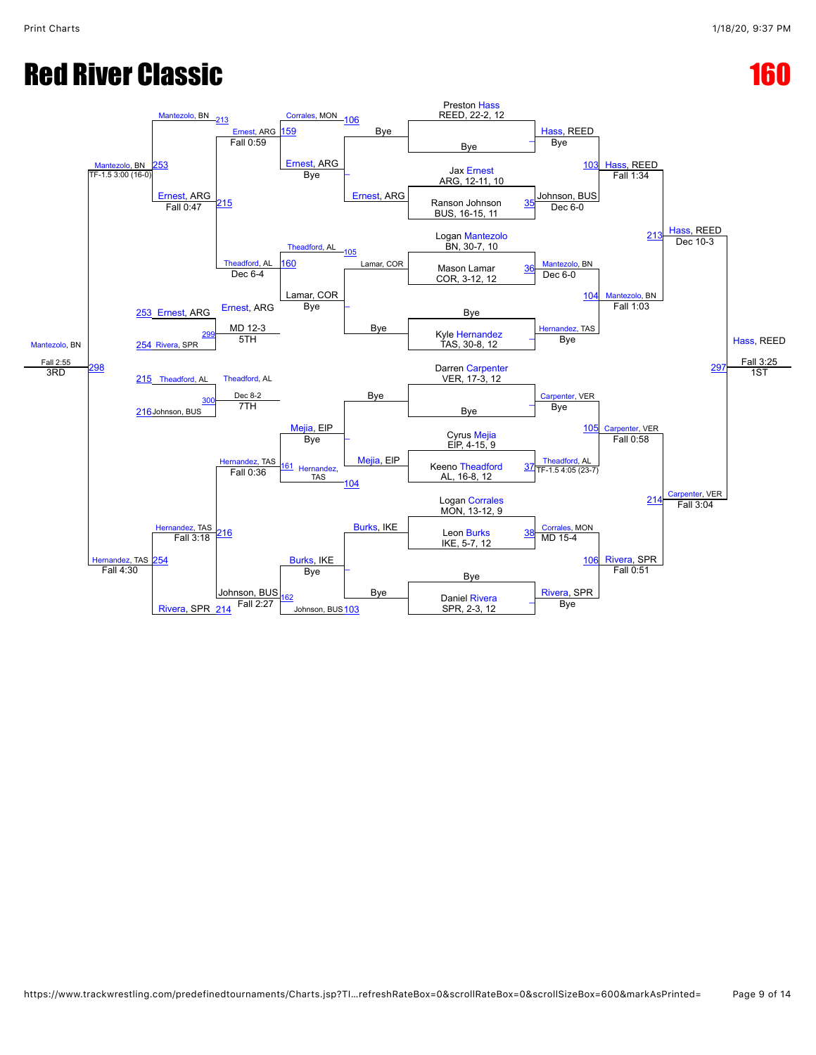# Red River Classic

# 160

## Championship Bracket

**Seeds / First Round**

- Preston Hass, REED, 22-2, 12 — Bye
- Jax Ernest, ARG, 12-11, 10 vs. Ranson Johnson, BUS, 16-15, 11 (35)
- Logan Mantezolo, BN, 30-7, 10 vs. Mason Lamar, COR, 3-12, 12 (36)
- Kyle Hernandez, TAS, 30-8, 12 — Bye
- Darren Carpenter, VER, 17-3, 12 — Bye
- Cyrus Mejia, EIP, 4-15, 9 vs. Keeno Theadford, AL, 16-8, 12 (37)
- Logan Corrales, MON, 13-12, 9 vs. Leon Burks, IKE, 5-7, 12 (38)
- Daniel Rivera, SPR, 2-3, 12 — Bye

**Round 1 Results**

- Hass, REED — Bye
- Johnson, BUS — Dec 6-0 (35)
- Mantezolo, BN — Dec 6-0 (36)
- Hernandez, TAS — Bye
- Carpenter, VER — Bye
- Theadford, AL — TF-1.5 4:05 (23-7) (37)
- Corrales, MON — MD 15-4 (38)
- Rivera, SPR — Bye

**Quarterfinals**

- 103: Hass, REED — Fall 1:34
- 104: Mantezolo, BN — Fall 1:03
- 105: Carpenter, VER — Fall 0:58
- 106: Rivera, SPR — Fall 0:51

**Semifinals**

- 213: Hass, REED — Dec 10-3
- 214: Carpenter, VER — Fall 3:04

**Final**

- 297: Hass, REED — Fall 3:25 — 1ST

## Consolation Bracket

**Consolation Round 1**

- Ernest, ARG — Bye
- Lamar, COR — Bye
- Mejia, EIP — Bye
- Burks, IKE — Bye

**Consolation Round 2**

- 106: Corrales, MON vs. Ernest, ARG
- 105: Theadford, AL vs. Lamar, COR
- 104: Mejia, EIP vs. Hernandez, TAS
- 103: Burks, IKE vs. Johnson, BUS

**Consolation Round 3**

- 159: Ernest, ARG — Fall 0:59
- 160: Theadford, AL — Dec 6-4
- 161: Hernandez, TAS — Fall 0:36
- 162: Johnson, BUS — Fall 2:27

**Consolation Quarterfinals**

- 213: Mantezolo, BN vs. 159 winner
- 215: Ernest, ARG — Fall 0:47
- 216: Hernandez, TAS — Fall 3:18
- 214: Rivera, SPR vs. 162 winner

**Consolation Semifinals**

- 253: Mantezolo, BN — TF-1.5 3:00 (16-0)
- 254: Hernandez, TAS — Fall 4:30

**3rd Place**

- 298: Mantezolo, BN — Fall 2:55 — 3RD

**5th Place**

- 299: 253 Ernest, ARG vs. 254 Rivera, SPR — Ernest, ARG — MD 12-3 — 5TH

**7th Place**

- 300: 215 Theadford, AL vs. 216 Johnson, BUS — Theadford, AL — Dec 8-2 — 7TH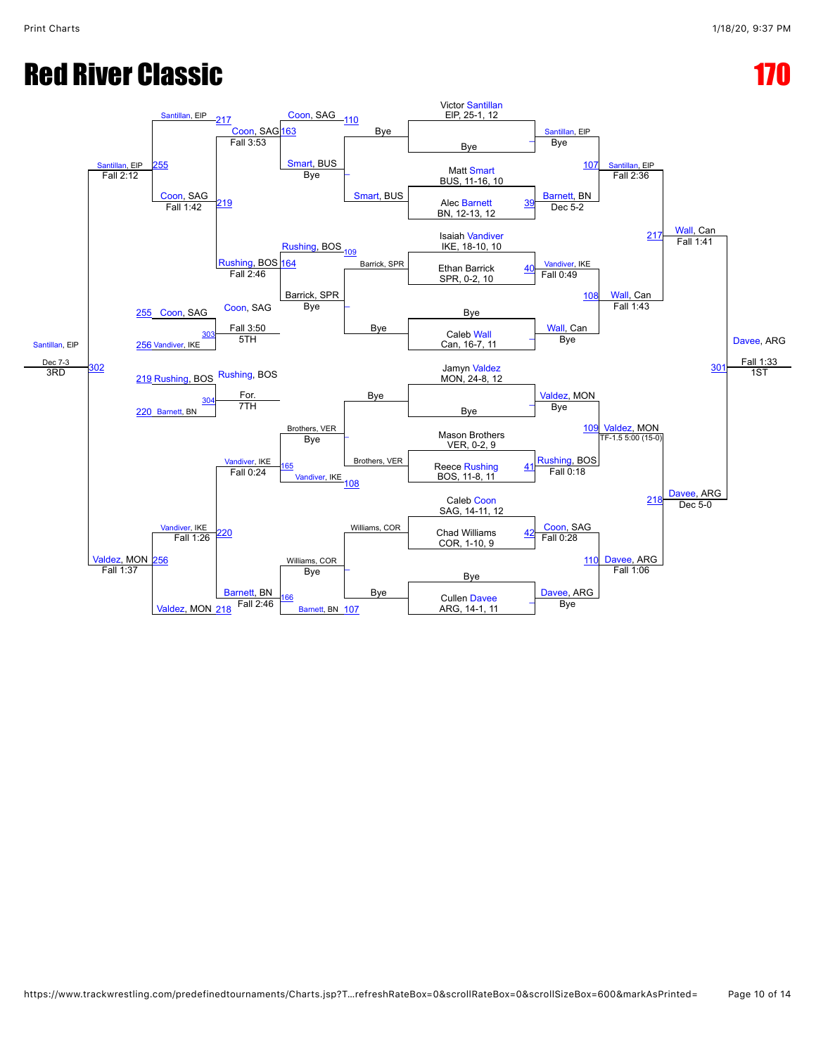# Red River Classic

## 170

### Championship Bracket

**Seeds:**
- Victor Santillan, EIP, 25-1, 12
- Matt Smart, BUS, 11-16, 10
- Alec Barnett, BN, 12-13, 12
- Isaiah Vandiver, IKE, 18-10, 10
- Ethan Barrick, SPR, 0-2, 10
- Caleb Wall, Can, 16-7, 11
- Jamyn Valdez, MON, 24-8, 12
- Mason Brothers, VER, 0-2, 9
- Reece Rushing, BOS, 11-8, 11
- Caleb Coon, SAG, 14-11, 12
- Chad Williams, COR, 1-10, 9
- Cullen Davee, ARG, 14-1, 11

**First Round:**
- Santillan, EIP — Bye
- 39: Barnett, BN over Smart — Dec 5-2
- 40: Vandiver, IKE over Barrick — Fall 0:49
- Wall, Can — Bye
- Valdez, MON — Bye
- 41: Rushing, BOS over Brothers — Fall 0:18
- 42: Coon, SAG over Williams — Fall 0:28
- Davee, ARG — Bye

**Quarterfinals:**
- 107: Santillan, EIP over Barnett — Fall 2:36
- 108: Wall, Can over Vandiver — Fall 1:43
- 109: Valdez, MON over Rushing — TF-1.5 5:00 (15-0)
- 110: Davee, ARG over Coon — Fall 1:06

**Semifinals:**
- 217: Wall, Can over Santillan — Fall 1:41
- 218: Davee, ARG over Valdez — Dec 5-0

**Final (301):** Davee, ARG over Wall — Fall 1:33 — **1ST**

### Consolation Bracket

**Consolation Round 1:**
- 110: Coon, SAG — Bye (Smart, BUS)
- 109: Rushing, BOS — Bye (Barrick, SPR)
- 108: Vandiver, IKE — Bye (Brothers, VER)
- 107: Barnett, BN — Bye (Williams, COR)

**Consolation Round 2:**
- 163: Coon, SAG over Smart, BUS — Fall 3:53
- 164: Rushing, BOS over Barrick, SPR — Fall 2:46
- 165: Vandiver, IKE over Brothers, VER — Fall 0:24
- 166: Barnett, BN over Williams, COR — Fall 2:46

**Consolation Quarterfinals:**
- 219: Coon, SAG over Rushing, BOS — Fall 1:42
- 220: Vandiver, IKE over Barnett, BN — Fall 1:26

**Consolation Semifinals:**
- 255: Santillan, EIP over Coon, SAG — Fall 2:12
- 256: Valdez, MON over Vandiver, IKE — Fall 1:37

**3rd Place (302):** Santillan, EIP over Valdez — Dec 7-3 — **3RD**

**5th Place (303):** Coon, SAG over Vandiver, IKE — Fall 3:50 — **5TH**

**7th Place (304):** Rushing, BOS over Barnett, BN — For. — **7TH**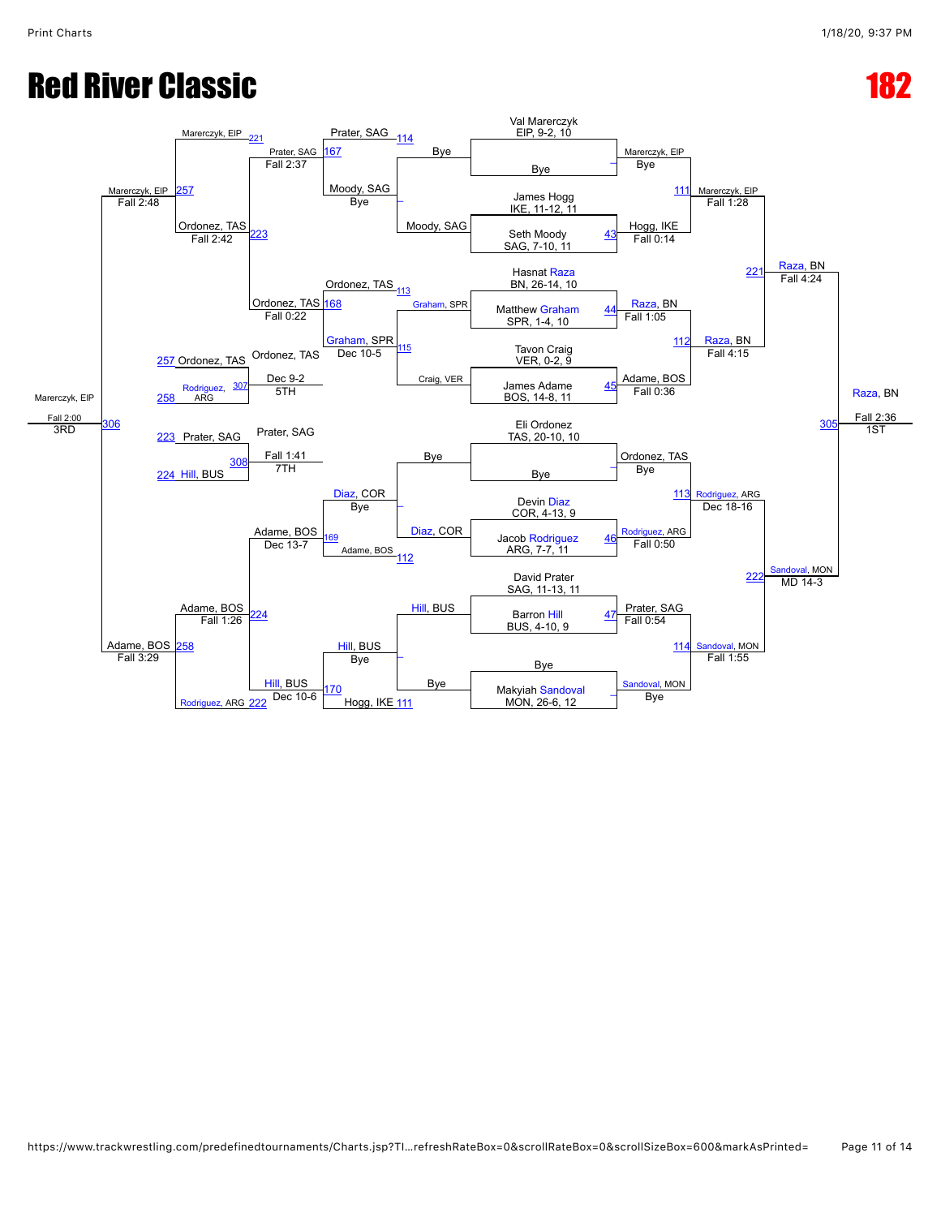# Red River Classic

# 182

## Championship Bracket

### First Round

| Match | Wrestler 1 | Wrestler 2 | Winner | Result |
| --- | --- | --- | --- | --- |
| | Val Marerczyk, EIP, 9-2, 10 | Bye | Marerczyk, EIP | Bye |
| 43 | James Hogg, IKE, 11-12, 11 | Seth Moody, SAG, 7-10, 11 | Hogg, IKE | Fall 0:14 |
| 44 | Hasnat Raza, BN, 26-14, 10 | Matthew Graham, SPR, 1-4, 10 | Raza, BN | Fall 1:05 |
| 45 | Tavon Craig, VER, 0-2, 9 | James Adame, BOS, 14-8, 11 | Adame, BOS | Fall 0:36 |
| | Eli Ordonez, TAS, 20-10, 10 | Bye | Ordonez, TAS | Bye |
| 46 | Devin Diaz, COR, 4-13, 9 | Jacob Rodriguez, ARG, 7-7, 11 | Rodriguez, ARG | Fall 0:50 |
| 47 | David Prater, SAG, 11-13, 11 | Barron Hill, BUS, 4-10, 9 | Prater, SAG | Fall 0:54 |
| | Bye | Makyiah Sandoval, MON, 26-6, 12 | Sandoval, MON | Bye |

### Quarterfinals

| Match | Wrestler 1 | Wrestler 2 | Winner | Result |
| --- | --- | --- | --- | --- |
| 111 | Marerczyk, EIP | Hogg, IKE | Marerczyk, EIP | Fall 1:28 |
| 112 | Raza, BN | Adame, BOS | Raza, BN | Fall 4:15 |
| 113 | Ordonez, TAS | Rodriguez, ARG | Rodriguez, ARG | Dec 18-16 |
| 114 | Prater, SAG | Sandoval, MON | Sandoval, MON | Fall 1:55 |

### Semifinals

| Match | Wrestler 1 | Wrestler 2 | Winner | Result |
| --- | --- | --- | --- | --- |
| 221 | Marerczyk, EIP | Raza, BN | Raza, BN | Fall 4:24 |
| 222 | Rodriguez, ARG | Sandoval, MON | Sandoval, MON | MD 14-3 |

### Final (1st Place)

| Match | Wrestler 1 | Wrestler 2 | Winner | Result |
| --- | --- | --- | --- | --- |
| 305 | Raza, BN | Sandoval, MON | Raza, BN | Fall 2:36 — 1ST |

## Consolation Bracket

### Consolation First Round

| Match | Wrestler 1 | Wrestler 2 | Winner | Result |
| --- | --- | --- | --- | --- |
| | Bye | Moody, SAG | Moody, SAG | Bye |
| 113 | Graham, SPR | Craig, VER | Graham, SPR | Dec 10-5 |
| | Bye | Diaz, COR | Diaz, COR | Bye |
| | Hill, BUS | Bye | Hill, BUS | Bye |

### Consolation Second Round

| Match | Wrestler 1 | Wrestler 2 | Winner | Result |
| --- | --- | --- | --- | --- |
| 114 | Prater, SAG | Moody, SAG | Prater, SAG | — |
| 115 | Ordonez, TAS | Graham, SPR | — | — |
| 112 | Diaz, COR | Adame, BOS | — | — |
| 111 | Hill, BUS | Hogg, IKE | — | — |

### Consolation Third Round

| Match | Wrestler 1 | Wrestler 2 | Winner | Result |
| --- | --- | --- | --- | --- |
| 167 | Prater, SAG | Moody, SAG | Prater, SAG | Fall 2:37 |
| 168 | Ordonez, TAS | Graham, SPR | Ordonez, TAS | Fall 0:22 |
| 169 | Diaz, COR | Adame, BOS | Adame, BOS | Dec 13-7 |
| 170 | Hill, BUS | Hogg, IKE | Hill, BUS | Dec 10-6 |

### Consolation Quarterfinals

| Match | Wrestler 1 | Wrestler 2 | Winner | Result |
| --- | --- | --- | --- | --- |
| 221 | Marerczyk, EIP | Prater, SAG | — | — |
| 223 | Prater, SAG | Ordonez, TAS | Ordonez, TAS | Fall 2:42 |
| 224 | Adame, BOS | Hill, BUS | Adame, BOS | Fall 1:26 |
| 222 | Rodriguez, ARG | — | — | — |

### Consolation Semifinals

| Match | Wrestler 1 | Wrestler 2 | Winner | Result |
| --- | --- | --- | --- | --- |
| 257 | Marerczyk, EIP | Ordonez, TAS | Marerczyk, EIP | Fall 2:48 |
| 258 | Adame, BOS | Rodriguez, ARG | Adame, BOS | Fall 3:29 |

### Placement Matches

| Match | Wrestler 1 | Wrestler 2 | Winner | Result |
| --- | --- | --- | --- | --- |
| 306 (3rd) | Marerczyk, EIP | Adame, BOS | Marerczyk, EIP | Fall 2:00 — 3RD |
| 307 (5th) | 257 Ordonez, TAS | 258 Rodriguez, ARG | Ordonez, TAS | Dec 9-2 — 5TH |
| 308 (7th) | 223 Prater, SAG | 224 Hill, BUS | Prater, SAG | Fall 1:41 — 7TH |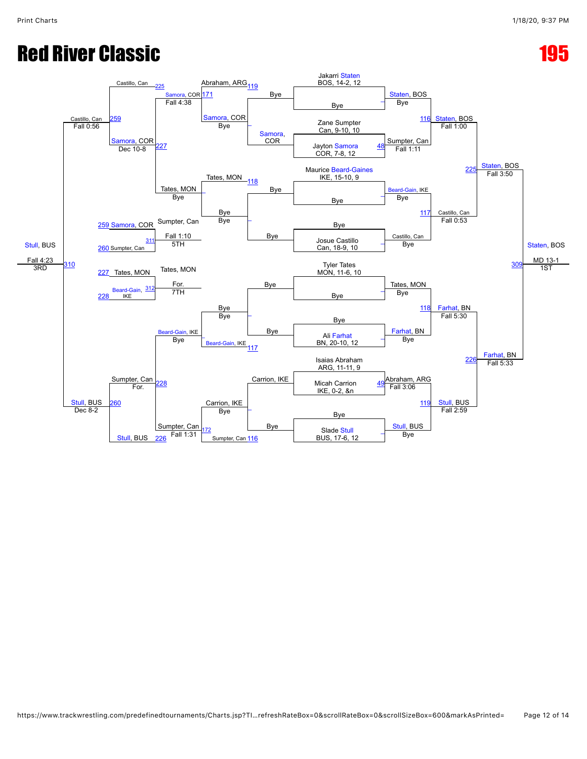# Red River Classic

# 195

## Championship Bracket

**First Round**

- Jakarri Staten, BOS, 14-2, 12 vs Bye — Staten, BOS (Bye)
- Zane Sumpter, Can, 9-10, 10 vs Jayton Samora, COR, 7-8, 12 (48) — Sumpter, Can (Fall 1:11)
- Maurice Beard-Gaines, IKE, 15-10, 9 vs Bye — Beard-Gain, IKE (Bye)
- Bye vs Josue Castillo, Can, 18-9, 10 — Castillo, Can (Bye)
- Tyler Tates, MON, 11-6, 10 vs Bye — Tates, MON (Bye)
- Bye vs Ali Farhat, BN, 20-10, 12 — Farhat, BN (Bye)
- Isaias Abraham, ARG, 11-11, 9 vs Micah Carrion, IKE, 0-2, &n (49) — Abraham, ARG (Fall 3:06)
- Bye vs Slade Stull, BUS, 17-6, 12 — Stull, BUS (Bye)

**Quarterfinals**

- 116: Staten, BOS vs Sumpter, Can — Staten, BOS (Fall 1:00)
- 117: Beard-Gain, IKE vs Castillo, Can — Castillo, Can (Fall 0:53)
- 118: Tates, MON vs Farhat, BN — Farhat, BN (Fall 5:30)
- 119: Abraham, ARG vs Stull, BUS — Stull, BUS (Fall 2:59)

**Semifinals**

- 225: Staten, BOS vs Castillo, Can — Staten, BOS (Fall 3:50)
- 226: Farhat, BN vs Stull, BUS — Farhat, BN (Fall 5:33)

**Final**

- 309: Staten, BOS vs Farhat, BN — Staten, BOS (MD 13-1) — 1ST

## Consolation Bracket

**Consolation Round 1**

- Bye vs Bye (Samora, COR; Bye)
- Bye vs Bye (Bye; Bye)
- Bye vs Bye (Bye; Bye)
- Carrion, IKE vs Bye

**Consolation Round 2**

- 118: Abraham, ARG vs Samora, COR — Samora, COR (Bye)
- 119: Tates, MON vs Bye — Bye (Bye)
- 117: Bye vs Beard-Gain, IKE — Beard-Gain, IKE
- 116: Carrion, IKE vs Sumpter, Can — Carrion, IKE (Bye)

**Consolation Round 3**

- 171: Samora, COR vs Tates, MON (Bye) — Samora, COR (Fall 4:38)
- 172: Beard-Gain, IKE (Bye) vs Sumpter, Can — Sumpter, Can (Fall 1:31)

**Consolation Semifinals**

- 227: Castillo, Can (225) vs Samora, COR — Samora, COR (Dec 10-8)
- 228: Sumpter, Can vs Stull, BUS (226) — Stull, BUS (For.)

**Consolation Finals / Placement**

- 259: Castillo, Can vs Samora, COR — Castillo, Can (Fall 0:56)
- 260: Sumpter, Can vs Stull, BUS — Stull, BUS (Dec 8-2)
- 310: Castillo, Can vs Stull, BUS — Stull, BUS (Fall 4:23) — 3RD
- 311: Samora, COR (259) vs Sumpter, Can (260) — Sumpter, Can (Fall 1:10) — 5TH
- 312: Tates, MON (227) vs Beard-Gain, IKE (228) — Tates, MON (For.) — 7TH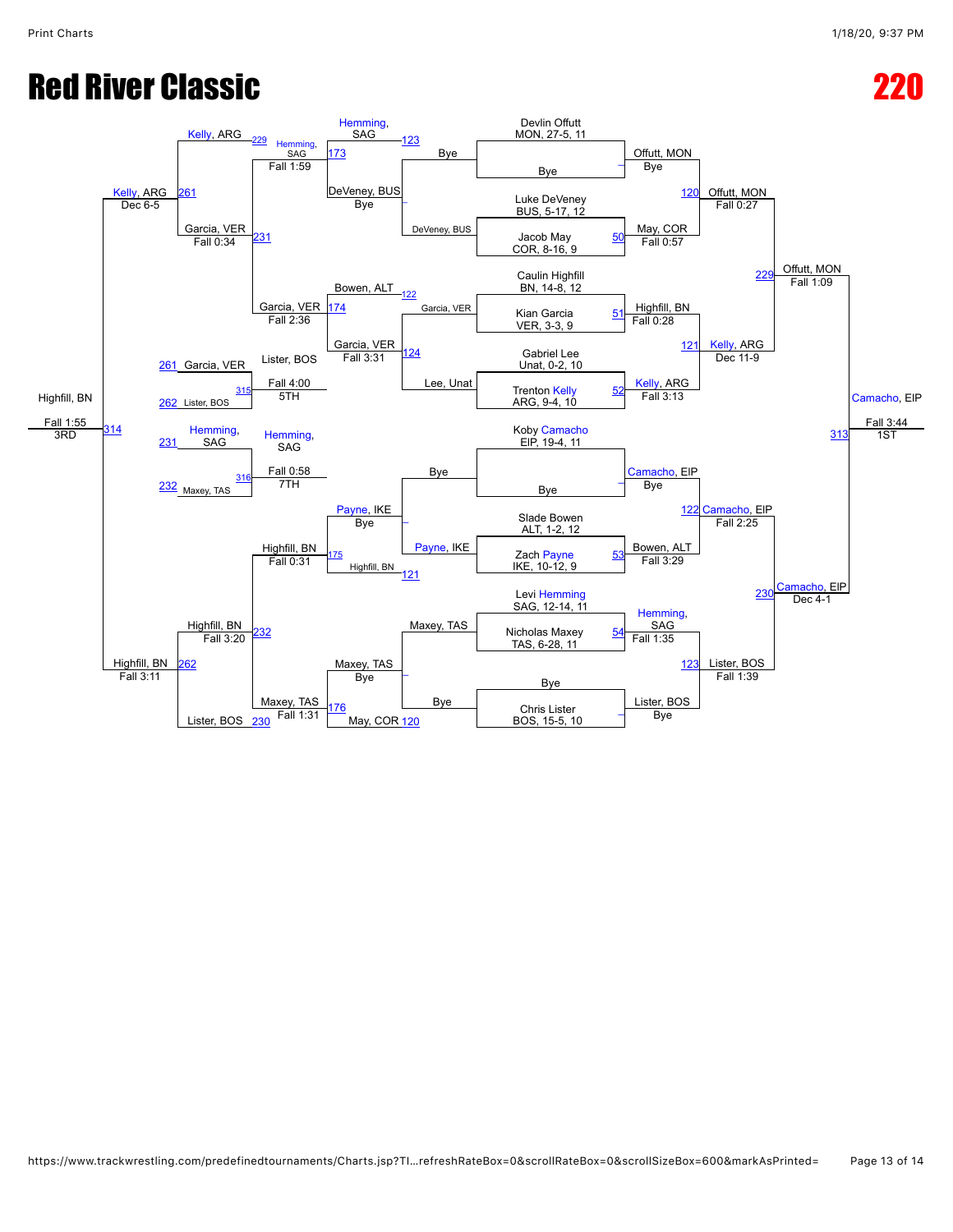# Red River Classic

# 220

## Championship Bracket

| Wrestler | Team, Record, Grade |
| --- | --- |
| Devlin Offutt | MON, 27-5, 11 |
| Bye | |
| Luke DeVeney | BUS, 5-17, 12 |
| Jacob May | COR, 8-16, 9 |
| Caulin Highfill | BN, 14-8, 12 |
| Kian Garcia | VER, 3-3, 9 |
| Gabriel Lee | Unat, 0-2, 10 |
| Trenton Kelly | ARG, 9-4, 10 |
| Koby Camacho | EIP, 19-4, 11 |
| Bye | |
| Slade Bowen | ALT, 1-2, 12 |
| Zach Payne | IKE, 10-12, 9 |
| Levi Hemming | SAG, 12-14, 11 |
| Nicholas Maxey | TAS, 6-28, 11 |
| Bye | |
| Chris Lister | BOS, 15-5, 10 |

### First Round

- Bout —: Offutt, MON — Bye
- Bout 50: May, COR — Fall 0:57
- Bout 51: Highfill, BN — Fall 0:28
- Bout 52: Kelly, ARG — Fall 3:13
- Bout —: Camacho, EIP — Bye
- Bout 53: Bowen, ALT — Fall 3:29
- Bout 54: Hemming, SAG — Fall 1:35
- Bout —: Lister, BOS — Bye

### Quarterfinals

- Bout 120: Offutt, MON — Fall 0:27
- Bout 121: Kelly, ARG — Dec 11-9
- Bout 122: Camacho, EIP — Fall 2:25
- Bout 123: Lister, BOS — Fall 1:39

### Semifinals

- Bout 229: Offutt, MON — Fall 1:09
- Bout 230: Camacho, EIP — Dec 4-1

### Final

- Bout 313: Camacho, EIP — Fall 3:44 — **1ST**

## Consolation Bracket

### Consolation Round 1

- Bout —: DeVeney, BUS — Bye
- Bout 122: Garcia, VER
- Bout 124: Lee, Unat
- Bout —: Payne, IKE — Bye
- Bout 121: Highfill, BN
- Bout 120: Maxey, TAS
- Bout —: Bye

### Consolation Round 2

- Bout 123: Hemming, SAG (vs. DeVeney, BUS) — Bye
- Bout 124: Garcia, VER (vs. Bowen, ALT) — Fall 3:31
- Bout 121: Payne, IKE — Bye
- Bout 120: Maxey, TAS — Bye (May, COR)

### Consolation Round 3

- Bout 173: Hemming, SAG — Fall 1:59
- Bout 174: Garcia, VER — Fall 2:36
- Bout 175: Highfill, BN — Fall 0:31
- Bout 176: Maxey, TAS — Fall 1:31

### Consolation Round 4

- Bout 229: Kelly, ARG vs. Hemming, SAG
- Bout 231: Garcia, VER — Fall 0:34
- Bout 232: Highfill, BN — Fall 3:20
- Bout 230: Lister, BOS vs. Maxey, TAS

### Consolation Semifinals

- Bout 261: Kelly, ARG — Dec 6-5
- Bout 262: Highfill, BN — Fall 3:11

### Third Place

- Bout 314: Highfill, BN — Fall 1:55 — **3RD**

### Fifth Place

- Bout 315: Garcia, VER (261) vs. Lister, BOS (262) — Lister, BOS — Fall 4:00 — **5TH**

### Seventh Place

- Bout 316: Hemming, SAG (231) vs. Maxey, TAS (232) — Hemming, SAG — Fall 0:58 — **7TH**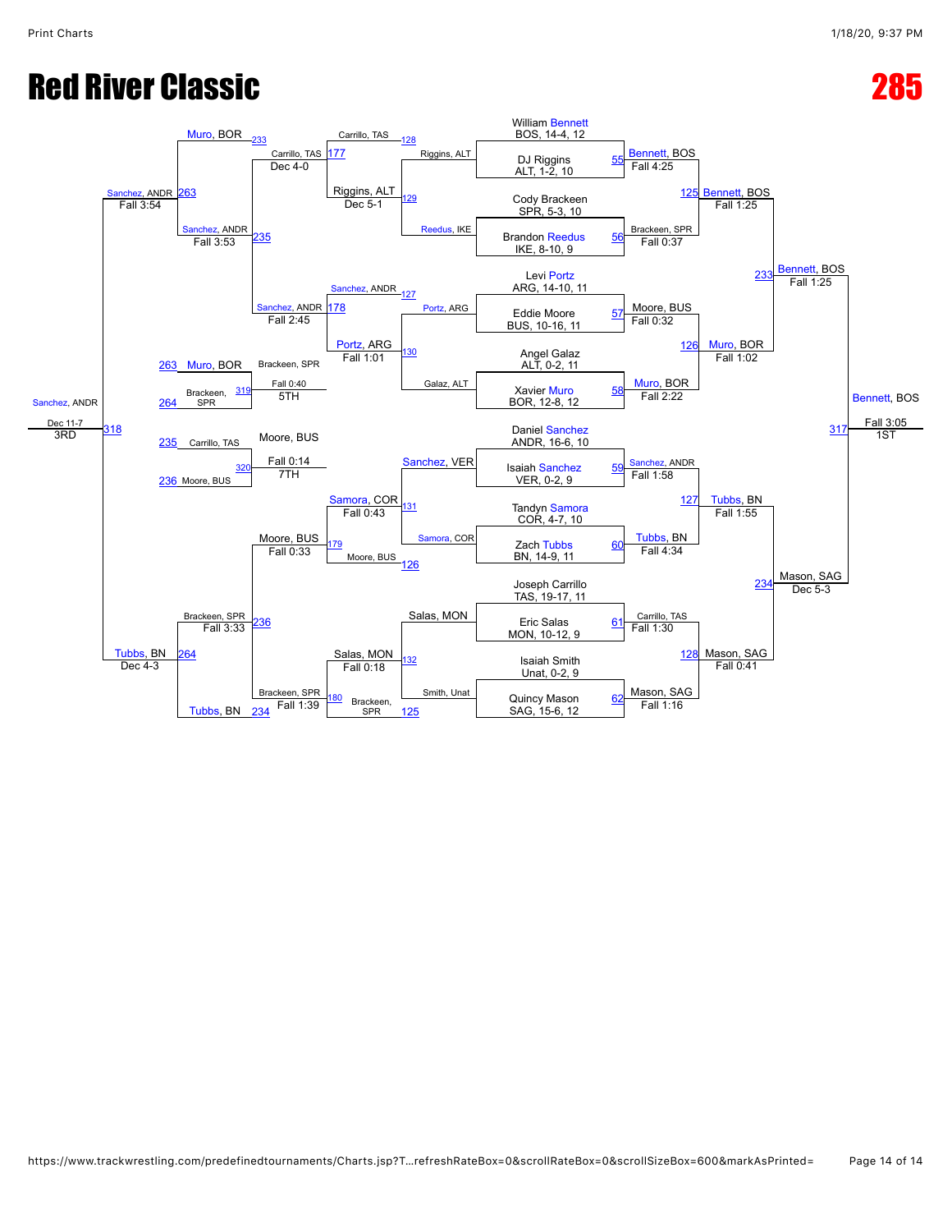# Red River Classic

# 285

**Championship bracket – First round**

William Bennett, BOS, 14-4, 12
DJ Riggins, ALT, 1-2, 10
55 Bennett, BOS Fall 4:25

Cody Brackeen, SPR, 5-3, 10
Brandon Reedus, IKE, 8-10, 9
56 Brackeen, SPR Fall 0:37

Levi Portz, ARG, 14-10, 11
Eddie Moore, BUS, 10-16, 11
57 Moore, BUS Fall 0:32

Angel Galaz, ALT, 0-2, 11
Xavier Muro, BOR, 12-8, 12
58 Muro, BOR Fall 2:22

Daniel Sanchez, ANDR, 16-6, 10
Isaiah Sanchez, VER, 0-2, 9
59 Sanchez, ANDR Fall 1:58

Tandyn Samora, COR, 4-7, 10
Zach Tubbs, BN, 14-9, 11
60 Tubbs, BN Fall 4:34

Joseph Carrillo, TAS, 19-17, 11
Eric Salas, MON, 10-12, 9
61 Carrillo, TAS Fall 1:30

Isaiah Smith, Unat, 0-2, 9
Quincy Mason, SAG, 15-6, 12
62 Mason, SAG Fall 1:16

**Championship quarterfinals**

125 Bennett, BOS Fall 1:25
126 Muro, BOR Fall 1:02
127 Tubbs, BN Fall 1:55
128 Mason, SAG Fall 0:41

**Championship semifinals**

233 Bennett, BOS Fall 1:25
234 Mason, SAG Dec 5-3

**1st Place**

317 Bennett, BOS Fall 3:05 1ST

**Consolation bracket**

128 Carrillo, TAS
129 Riggins, ALT Dec 5-1 (Riggins, ALT vs Reedus, IKE)
127 Sanchez, ANDR
130 Portz, ARG Fall 1:01 (Portz, ARG vs Galaz, ALT)
131 Samora, COR Fall 0:43 (Sanchez, VER vs Samora, COR)
126 Moore, BUS
132 Salas, MON Fall 0:18 (Salas, MON vs Smith, Unat)
125 Brackeen, SPR

177 Carrillo, TAS Dec 4-0 (Carrillo, TAS vs Riggins, ALT)
178 Sanchez, ANDR Fall 2:45 (Sanchez, ANDR vs Portz, ARG)
179 Moore, BUS Fall 0:33 (Samora, COR vs Moore, BUS)
180 Brackeen, SPR Fall 1:39 (Salas, MON vs Brackeen, SPR)

233 Muro, BOR
235 Sanchez, ANDR Fall 3:53 (Muro, BOR vs Carrillo, TAS / Sanchez, ANDR)
236 Brackeen, SPR Fall 3:33 (Moore, BUS / Brackeen, SPR)
234 Tubbs, BN

263 Sanchez, ANDR Fall 3:54 (Muro, BOR vs Sanchez, ANDR)
264 Tubbs, BN Dec 4-3 (Brackeen, SPR vs Tubbs, BN)

**3rd Place**

318 Sanchez, ANDR Dec 11-7 3RD (Sanchez, ANDR vs Tubbs, BN)

**5th Place**

263 Muro, BOR
264 Brackeen, SPR
319 Brackeen, SPR Fall 0:40 5TH

**7th Place**

235 Carrillo, TAS
236 Moore, BUS
320 Moore, BUS Fall 0:14 7TH